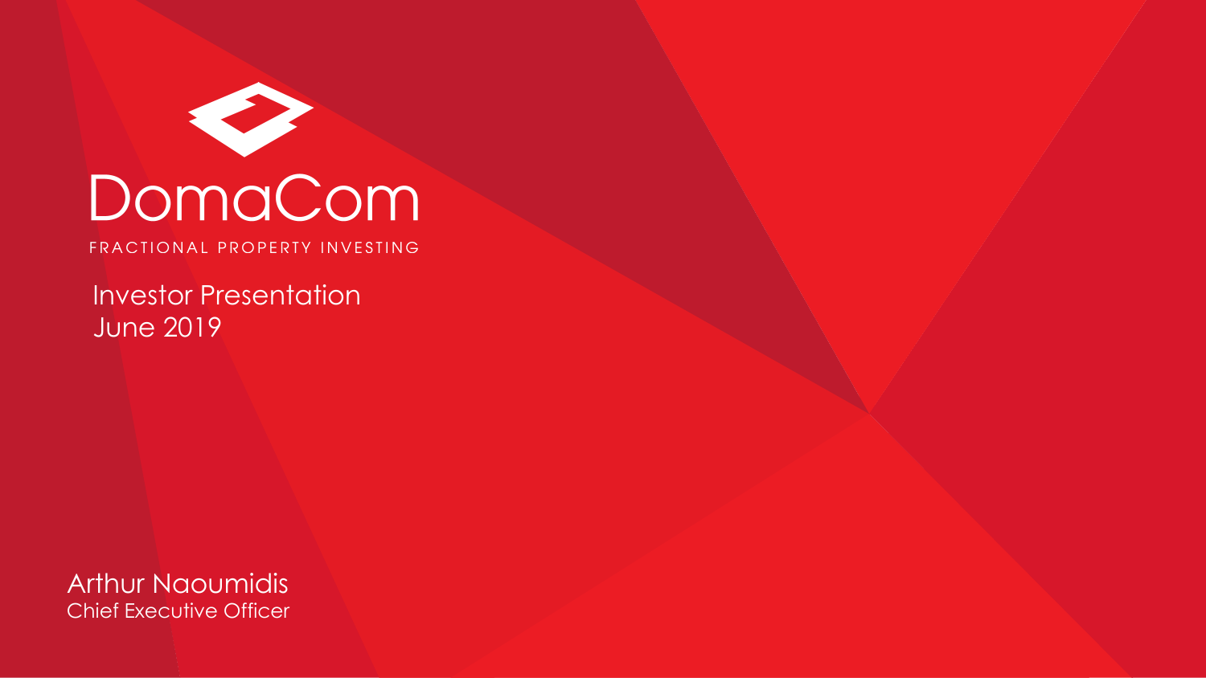# DomaCom

FRACTIONAL PROPERTY INVESTING

Investor Presentation
June 2019

Arthur Naoumidis
Chief Executive Officer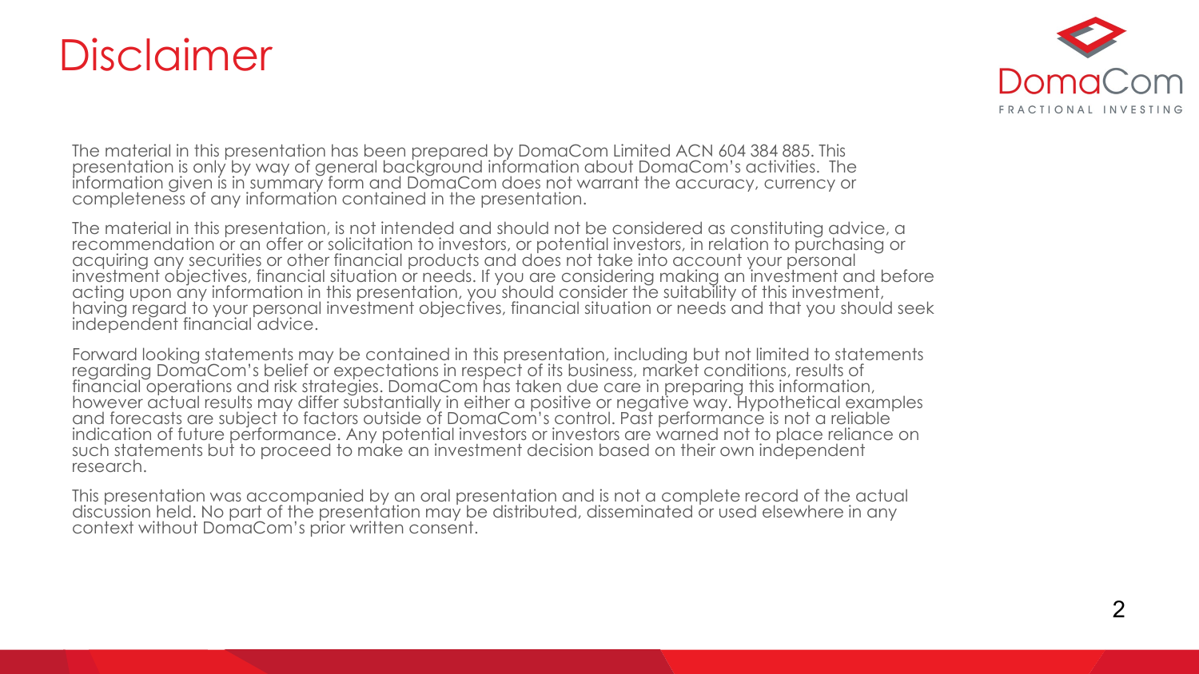# Disclaimer

The material in this presentation has been prepared by DomaCom Limited ACN 604 384 885. This presentation is only by way of general background information about DomaCom's activities. The information given is in summary form and DomaCom does not warrant the accuracy, currency or completeness of any information contained in the presentation.

The material in this presentation, is not intended and should not be considered as constituting advice, a recommendation or an offer or solicitation to investors, or potential investors, in relation to purchasing or acquiring any securities or other financial products and does not take into account your personal investment objectives, financial situation or needs. If you are considering making an investment and before acting upon any information in this presentation, you should consider the suitability of this investment, having regard to your personal investment objectives, financial situation or needs and that you should seek independent financial advice.

Forward looking statements may be contained in this presentation, including but not limited to statements regarding DomaCom's belief or expectations in respect of its business, market conditions, results of financial operations and risk strategies. DomaCom has taken due care in preparing this information, however actual results may differ substantially in either a positive or negative way. Hypothetical examples and forecasts are subject to factors outside of DomaCom's control. Past performance is not a reliable indication of future performance. Any potential investors or investors are warned not to place reliance on such statements but to proceed to make an investment decision based on their own independent research.

This presentation was accompanied by an oral presentation and is not a complete record of the actual discussion held. No part of the presentation may be distributed, disseminated or used elsewhere in any context without DomaCom's prior written consent.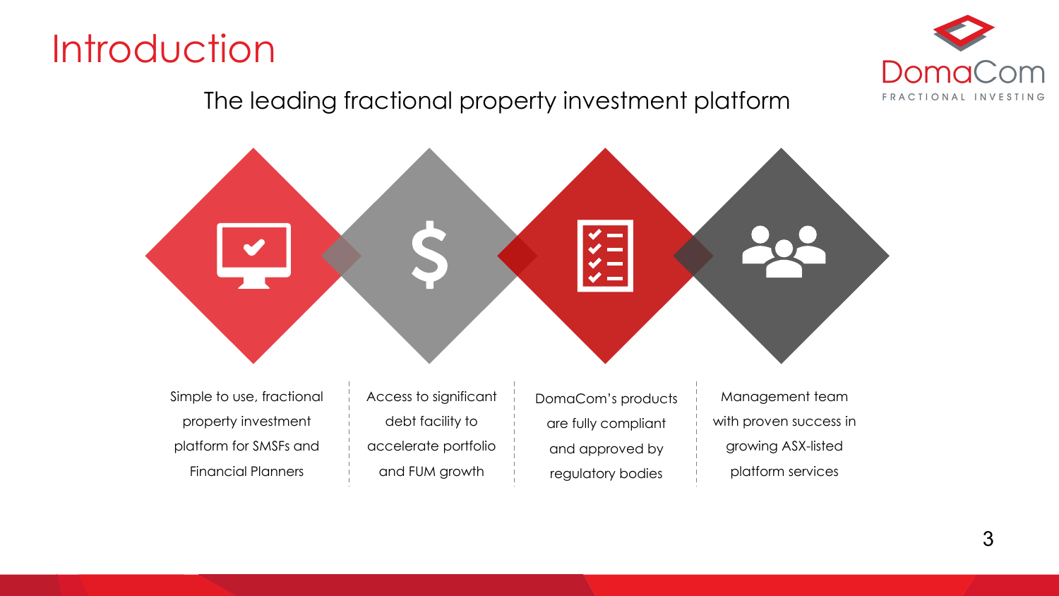# Introduction

## The leading fractional property investment platform

- Simple to use, fractional property investment platform for SMSFs and Financial Planners
- Access to significant debt facility to accelerate portfolio and FUM growth
- DomaCom's products are fully compliant and approved by regulatory bodies
- Management team with proven success in growing ASX-listed platform services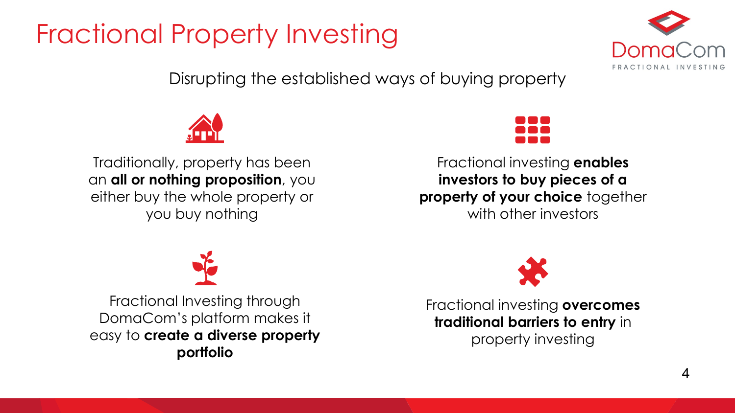# Fractional Property Investing

DomaCom
FRACTIONAL INVESTING

Disrupting the established ways of buying property

Traditionally, property has been an **all or nothing proposition**, you either buy the whole property or you buy nothing

Fractional investing **enables investors to buy pieces of a property of your choice** together with other investors

Fractional Investing through DomaCom's platform makes it easy to **create a diverse property portfolio**

Fractional investing **overcomes traditional barriers to entry** in property investing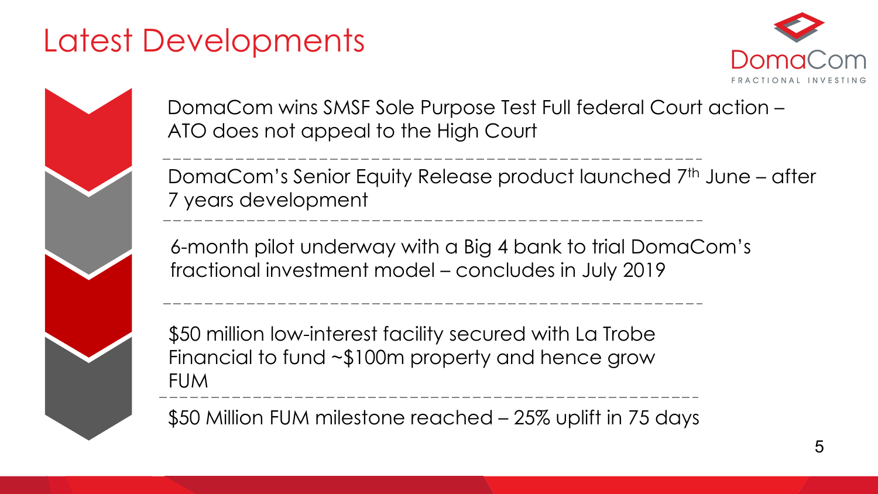# Latest Developments

- DomaCom wins SMSF Sole Purpose Test Full federal Court action – ATO does not appeal to the High Court
- DomaCom's Senior Equity Release product launched 7th June – after 7 years development
- 6-month pilot underway with a Big 4 bank to trial DomaCom's fractional investment model – concludes in July 2019
- $50 million low-interest facility secured with La Trobe Financial to fund ~$100m property and hence grow FUM
- $50 Million FUM milestone reached – 25% uplift in 75 days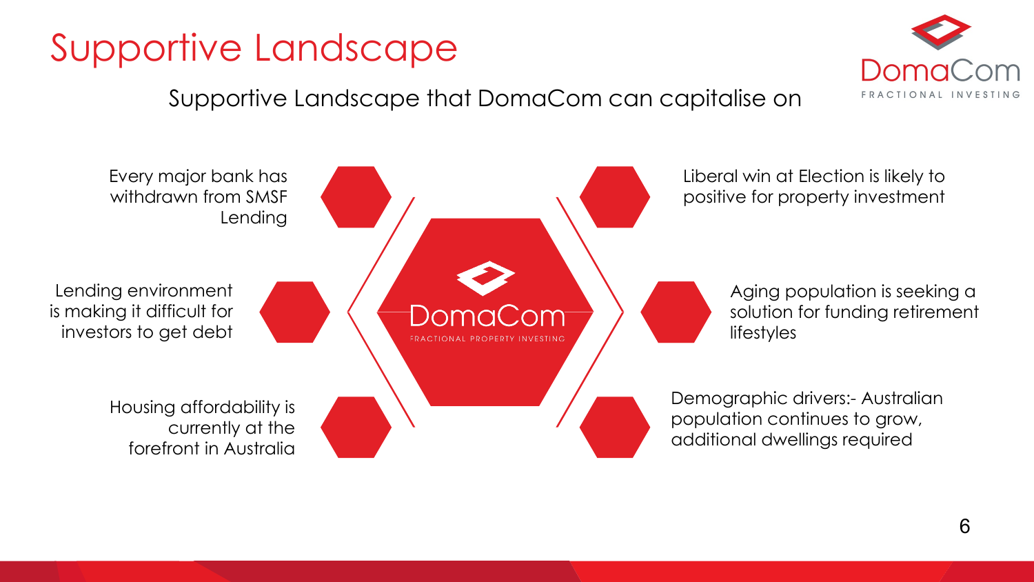# Supportive Landscape

Supportive Landscape that DomaCom can capitalise on

- Every major bank has withdrawn from SMSF Lending
- Lending environment is making it difficult for investors to get debt
- Housing affordability is currently at the forefront in Australia
- Liberal win at Election is likely to positive for property investment
- Aging population is seeking a solution for funding retirement lifestyles
- Demographic drivers:- Australian population continues to grow, additional dwellings required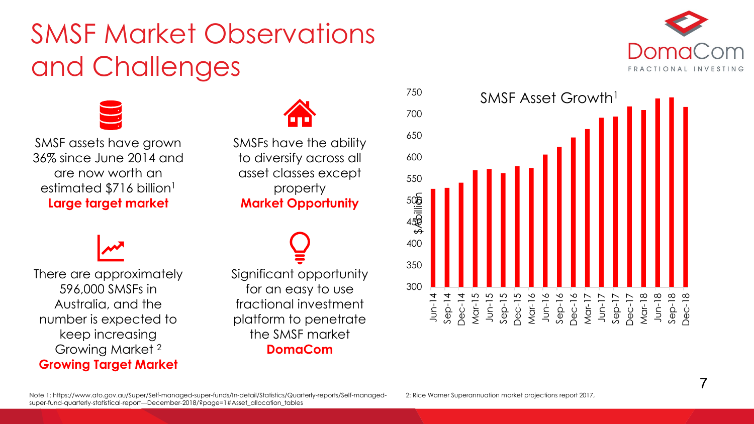# SMSF Market Observations and Challenges

SMSF assets have grown 36% since June 2014 and are now worth an estimated $716 billion[1]
**Large target market**

SMSFs have the ability to diversify across all asset classes except property
**Market Opportunity**

There are approximately 596,000 SMSFs in Australia, and the number is expected to keep increasing
Growing Market [2]
**Growing Target Market**

Significant opportunity for an easy to use fractional investment platform to penetrate the SMSF market
**DomaCom**

SMSF Asset Growth[1]

$A billion

Jun-14, Sep-14, Dec-14, Mar-15, Jun-15, Sep-15, Dec-15, Mar-16, Jun-16, Sep-16, Dec-16, Mar-17, Jun-17, Sep-17, Dec-17, Mar-18, Jun-18, Sep-18, Dec-18

Note 1: https://www.ato.gov.au/Super/Self-managed-super-funds/In-detail/Statistics/Quarterly-reports/Self-managed-super-fund-quarterly-statistical-report---December-2018/?page=1#Asset_allocation_tables

2: Rice Warner Superannuation market projections report 2017,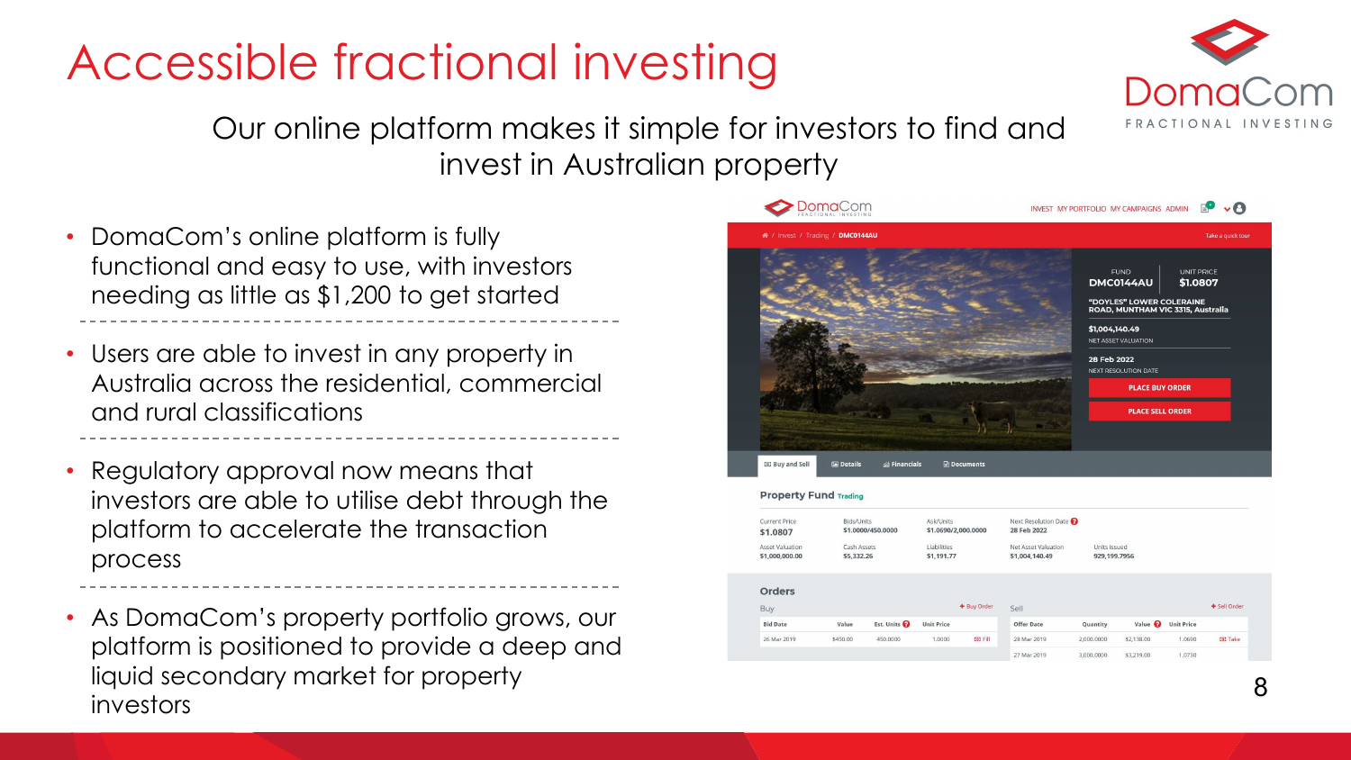# Accessible fractional investing

Our online platform makes it simple for investors to find and invest in Australian property

- DomaCom's online platform is fully functional and easy to use, with investors needing as little as $1,200 to get started
- Users are able to invest in any property in Australia across the residential, commercial and rural classifications
- Regulatory approval now means that investors are able to utilise debt through the platform to accelerate the transaction process
- As DomaCom's property portfolio grows, our platform is positioned to provide a deep and liquid secondary market for property investors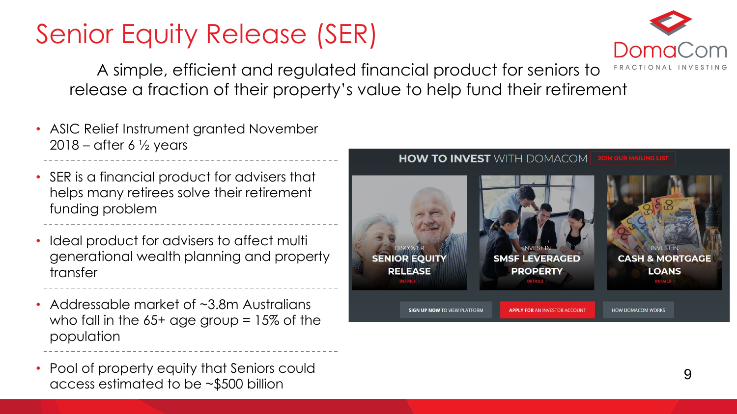# Senior Equity Release (SER)

A simple, efficient and regulated financial product for seniors to release a fraction of their property's value to help fund their retirement

- ASIC Relief Instrument granted November 2018 – after 6 ½ years
- SER is a financial product for advisers that helps many retirees solve their retirement funding problem
- Ideal product for advisers to affect multi generational wealth planning and property transfer
- Addressable market of ~3.8m Australians who fall in the 65+ age group = 15% of the population
- Pool of property equity that Seniors could access estimated to be ~$500 billion

**HOW TO INVEST** WITH DOMACOM | JOIN OUR MAILING LIST

DISCOVER **SENIOR EQUITY RELEASE** DETAILS

INVEST IN **SMSF LEVERAGED PROPERTY** DETAILS

INVEST IN **CASH & MORTGAGE LOANS** DETAILS

**SIGN UP NOW** TO VIEW PLATFORM | **APPLY FOR** AN INVESTOR ACCOUNT | HOW DOMACOM WORKS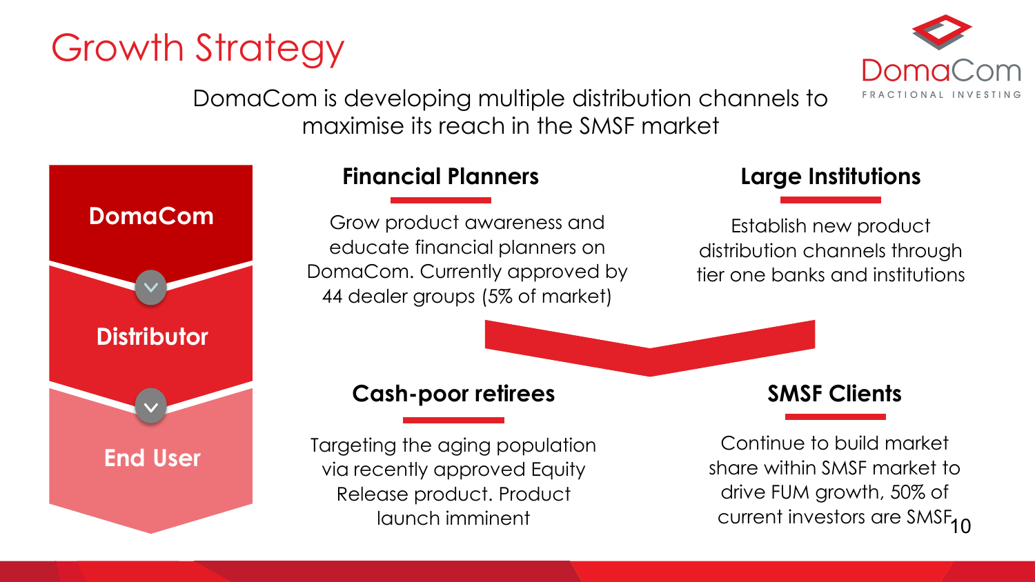# Growth Strategy

DomaCom
FRACTIONAL INVESTING

DomaCom is developing multiple distribution channels to maximise its reach in the SMSF market

**DomaCom**

**Distributor**

**End User**

### Financial Planners

Grow product awareness and educate financial planners on DomaCom. Currently approved by 44 dealer groups (5% of market)

### Large Institutions

Establish new product distribution channels through tier one banks and institutions

### Cash-poor retirees

Targeting the aging population via recently approved Equity Release product. Product launch imminent

### SMSF Clients

Continue to build market share within SMSF market to drive FUM growth, 50% of current investors are SMSF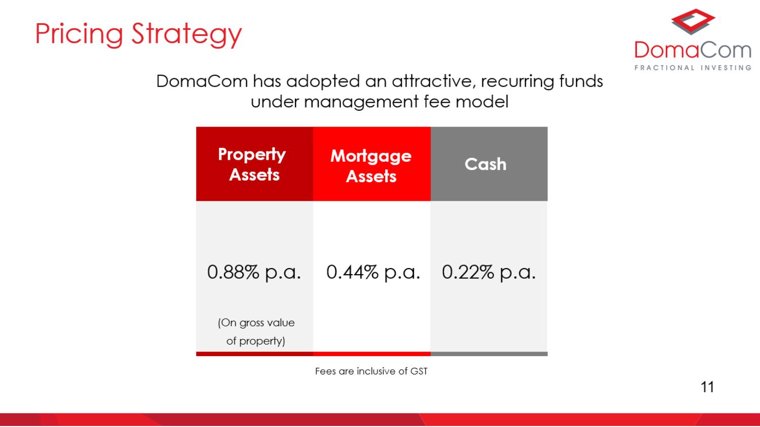# Pricing Strategy

DomaCom has adopted an attractive, recurring funds under management fee model

| Property Assets | Mortgage Assets | Cash |
| --- | --- | --- |
| 0.88% p.a. (On gross value of property) | 0.44% p.a. | 0.22% p.a. |

Fees are inclusive of GST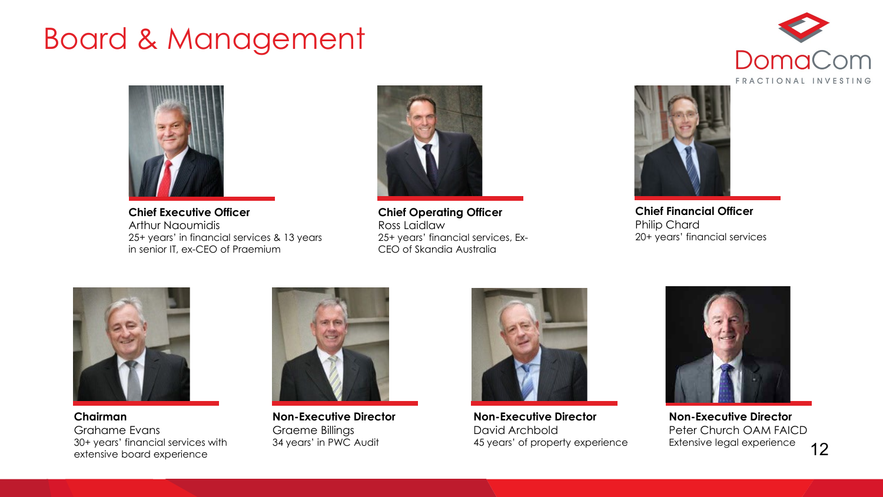# Board & Management

DomaCom
FRACTIONAL INVESTING

**Chief Executive Officer**
Arthur Naoumidis
25+ years' in financial services & 13 years in senior IT, ex-CEO of Praemium

**Chief Operating Officer**
Ross Laidlaw
25+ years' financial services, Ex-CEO of Skandia Australia

**Chief Financial Officer**
Philip Chard
20+ years' financial services

**Chairman**
Grahame Evans
30+ years' financial services with extensive board experience

**Non-Executive Director**
Graeme Billings
34 years' in PWC Audit

**Non-Executive Director**
David Archbold
45 years' of property experience

**Non-Executive Director**
Peter Church OAM FAICD
Extensive legal experience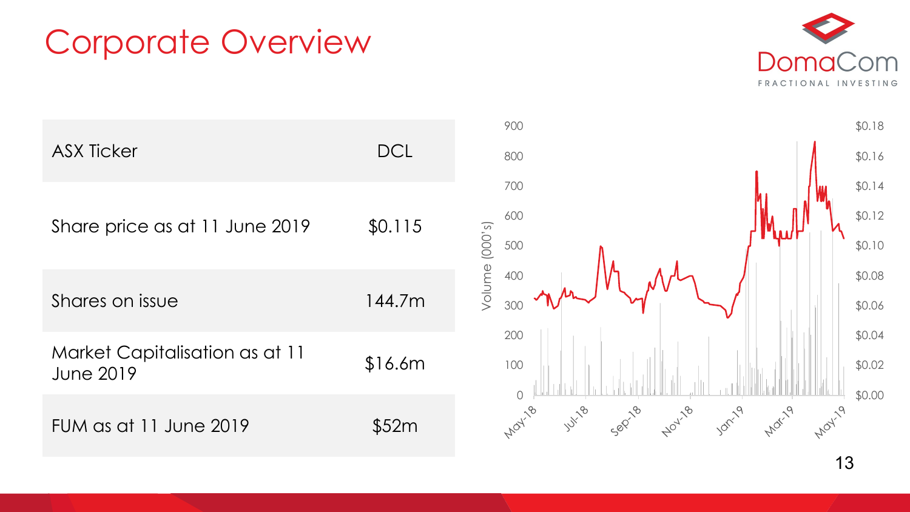# Corporate Overview

| | |
|---|---|
| ASX Ticker | DCL |
| Share price as at 11 June 2019 | $0.115 |
| Shares on issue | 144.7m |
| Market Capitalisation as at 11 June 2019 | $16.6m |
| FUM as at 11 June 2019 | $52m |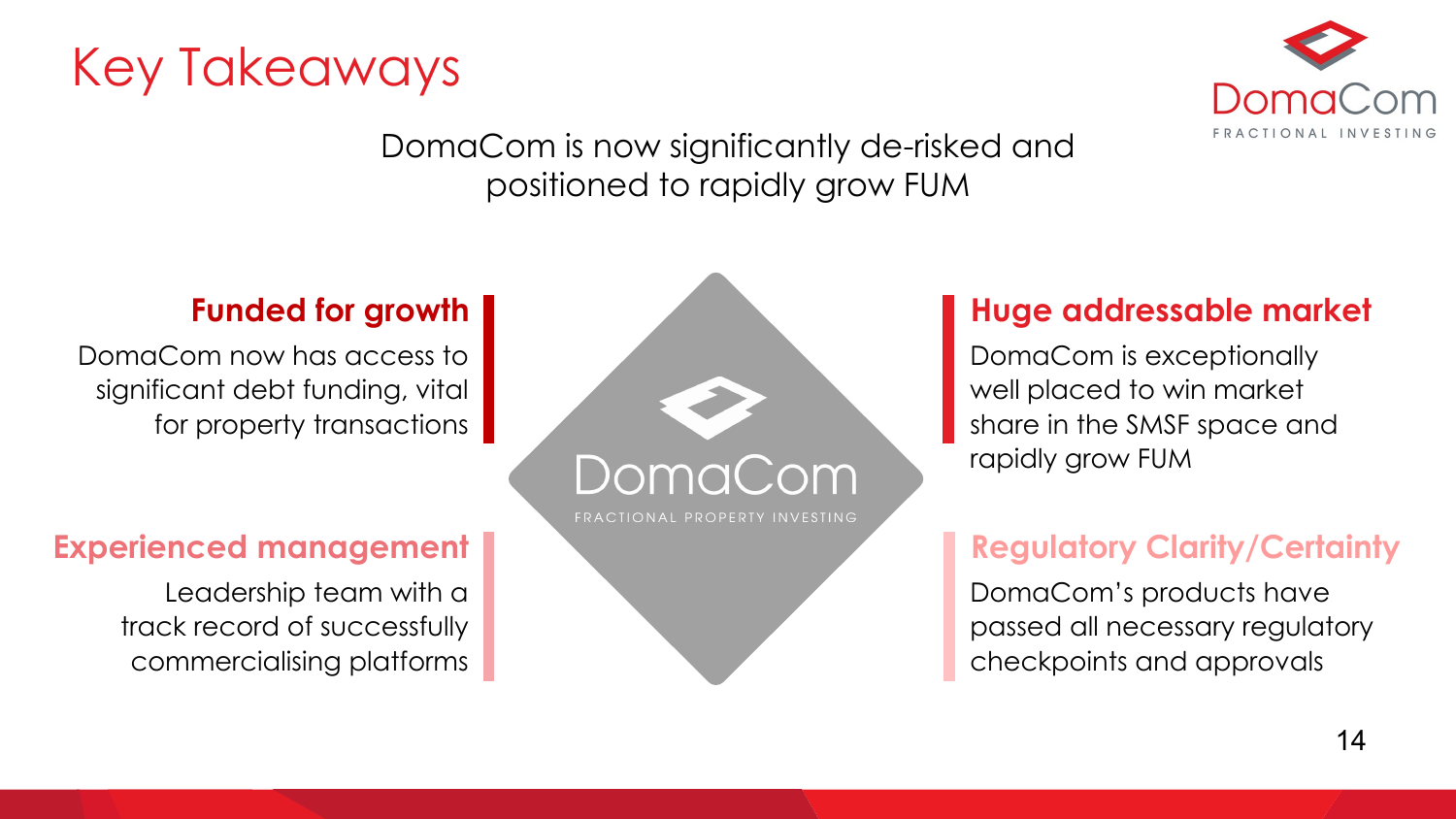# Key Takeaways

DomaCom is now significantly de-risked and positioned to rapidly grow FUM

### Funded for growth

DomaCom now has access to significant debt funding, vital for property transactions

### Experienced management

Leadership team with a track record of successfully commercialising platforms

### Huge addressable market

DomaCom is exceptionally well placed to win market share in the SMSF space and rapidly grow FUM

### Regulatory Clarity/Certainty

DomaCom's products have passed all necessary regulatory checkpoints and approvals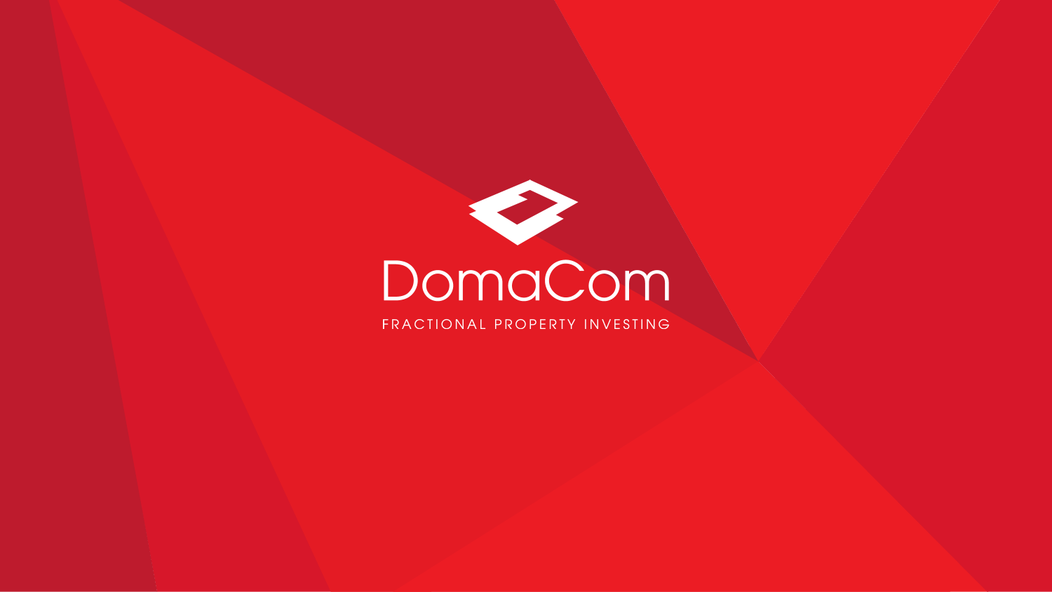DomaCom

FRACTIONAL PROPERTY INVESTING